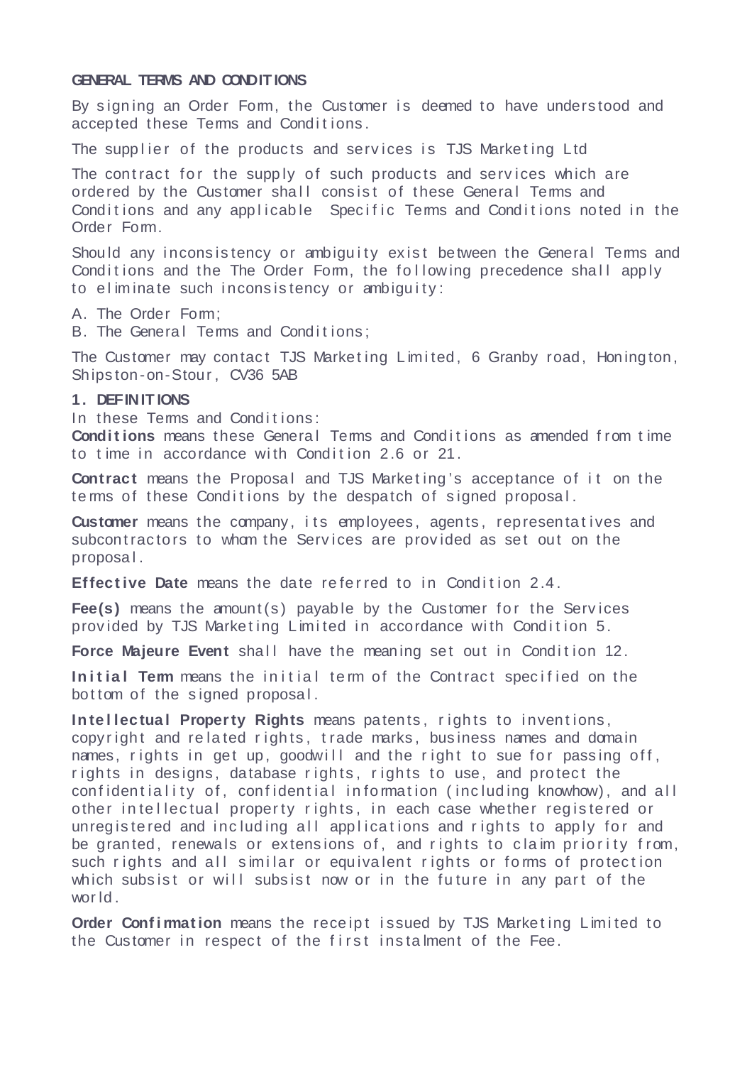**GENERAL TERMS AND CONDITIONS**

By signing an Order Form, the Customer is deemed to have understood and accepted these Terms and Conditions.

The supplier of the products and services is TJS Marketing Ltd

The contract for the supply of such products and services which are ordered by the Customer shall consist of these General Terms and Conditions and any applicable Specific Terms and Conditions noted in the Order Form.

Should any inconsistency or ambiguity exist between the General Terms and Conditions and the The Order Form, the following precedence shall apply to eliminate such inconsistency or ambiguity:

A. The Order Form;
B. The General Terms and Conditions;

The Customer may contact TJS Marketing Limited, 6 Granby road, Honington, Shipston-on-Stour, CV36 5AB

**1. DEFINITIONS**

In these Terms and Conditions:

**Conditions** means these General Terms and Conditions as amended from time to time in accordance with Condition 2.6 or 21.

**Contract** means the Proposal and TJS Marketing's acceptance of it on the terms of these Conditions by the despatch of signed proposal.

**Customer** means the company, its employees, agents, representatives and subcontractors to whom the Services are provided as set out on the proposal.

**Effective Date** means the date referred to in Condition 2.4.

**Fee(s)** means the amount(s) payable by the Customer for the Services provided by TJS Marketing Limited in accordance with Condition 5.

**Force Majeure Event** shall have the meaning set out in Condition 12.

**Initial Term** means the initial term of the Contract specified on the bottom of the signed proposal.

**Intellectual Property Rights** means patents, rights to inventions, copyright and related rights, trade marks, business names and domain names, rights in get up, goodwill and the right to sue for passing off, rights in designs, database rights, rights to use, and protect the confidentiality of, confidential information (including knowhow), and all other intellectual property rights, in each case whether registered or unregistered and including all applications and rights to apply for and be granted, renewals or extensions of, and rights to claim priority from, such rights and all similar or equivalent rights or forms of protection which subsist or will subsist now or in the future in any part of the world.

**Order Confirmation** means the receipt issued by TJS Marketing Limited to the Customer in respect of the first instalment of the Fee.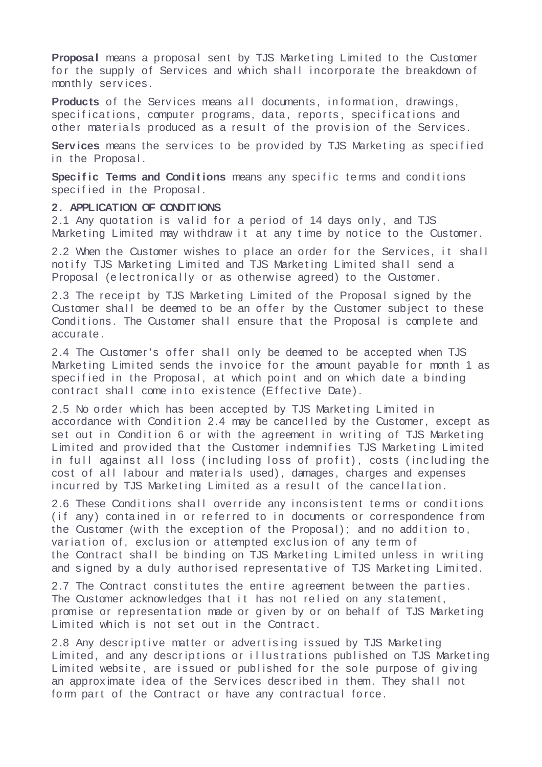**Proposal** means a proposal sent by TJS Marketing Limited to the Customer for the supply of Services and which shall incorporate the breakdown of monthly services.

**Products** of the Services means all documents, information, drawings, specifications, computer programs, data, reports, specifications and other materials produced as a result of the provision of the Services.

**Services** means the services to be provided by TJS Marketing as specified in the Proposal.

**Specific Terms and Conditions** means any specific terms and conditions specified in the Proposal.

**2. APPLICATION OF CONDITIONS**

2.1 Any quotation is valid for a period of 14 days only, and TJS Marketing Limited may withdraw it at any time by notice to the Customer.

2.2 When the Customer wishes to place an order for the Services, it shall notify TJS Marketing Limited and TJS Marketing Limited shall send a Proposal (electronically or as otherwise agreed) to the Customer.

2.3 The receipt by TJS Marketing Limited of the Proposal signed by the Customer shall be deemed to be an offer by the Customer subject to these Conditions. The Customer shall ensure that the Proposal is complete and accurate.

2.4 The Customer's offer shall only be deemed to be accepted when TJS Marketing Limited sends the invoice for the amount payable for month 1 as specified in the Proposal, at which point and on which date a binding contract shall come into existence (Effective Date).

2.5 No order which has been accepted by TJS Marketing Limited in accordance with Condition 2.4 may be cancelled by the Customer, except as set out in Condition 6 or with the agreement in writing of TJS Marketing Limited and provided that the Customer indemnifies TJS Marketing Limited in full against all loss (including loss of profit), costs (including the cost of all labour and materials used), damages, charges and expenses incurred by TJS Marketing Limited as a result of the cancellation.

2.6 These Conditions shall override any inconsistent terms or conditions (if any) contained in or referred to in documents or correspondence from the Customer (with the exception of the Proposal); and no addition to, variation of, exclusion or attempted exclusion of any term of the Contract shall be binding on TJS Marketing Limited unless in writing and signed by a duly authorised representative of TJS Marketing Limited.

2.7 The Contract constitutes the entire agreement between the parties. The Customer acknowledges that it has not relied on any statement, promise or representation made or given by or on behalf of TJS Marketing Limited which is not set out in the Contract.

2.8 Any descriptive matter or advertising issued by TJS Marketing Limited, and any descriptions or illustrations published on TJS Marketing Limited website, are issued or published for the sole purpose of giving an approximate idea of the Services described in them. They shall not form part of the Contract or have any contractual force.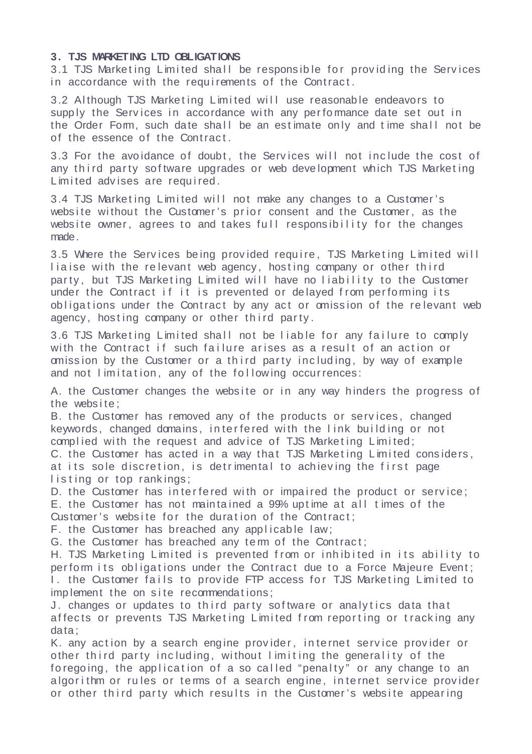**3. TJS MARKETING LTD OBLIGATIONS**

3.1 TJS Marketing Limited shall be responsible for providing the Services in accordance with the requirements of the Contract.

3.2 Although TJS Marketing Limited will use reasonable endeavors to supply the Services in accordance with any performance date set out in the Order Form, such date shall be an estimate only and time shall not be of the essence of the Contract.

3.3 For the avoidance of doubt, the Services will not include the cost of any third party software upgrades or web development which TJS Marketing Limited advises are required.

3.4 TJS Marketing Limited will not make any changes to a Customer's website without the Customer's prior consent and the Customer, as the website owner, agrees to and takes full responsibility for the changes made.

3.5 Where the Services being provided require, TJS Marketing Limited will liaise with the relevant web agency, hosting company or other third party, but TJS Marketing Limited will have no liability to the Customer under the Contract if it is prevented or delayed from performing its obligations under the Contract by any act or omission of the relevant web agency, hosting company or other third party.

3.6 TJS Marketing Limited shall not be liable for any failure to comply with the Contract if such failure arises as a result of an action or omission by the Customer or a third party including, by way of example and not limitation, any of the following occurrences:

A. the Customer changes the website or in any way hinders the progress of the website;
B. the Customer has removed any of the products or services, changed keywords, changed domains, interfered with the link building or not complied with the request and advice of TJS Marketing Limited;
C. the Customer has acted in a way that TJS Marketing Limited considers, at its sole discretion, is detrimental to achieving the first page listing or top rankings;
D. the Customer has interfered with or impaired the product or service;
E. the Customer has not maintained a 99% uptime at all times of the Customer's website for the duration of the Contract;
F. the Customer has breached any applicable law;
G. the Customer has breached any term of the Contract;
H. TJS Marketing Limited is prevented from or inhibited in its ability to perform its obligations under the Contract due to a Force Majeure Event;
I. the Customer fails to provide FTP access for TJS Marketing Limited to implement the on site recommendations;
J. changes or updates to third party software or analytics data that affects or prevents TJS Marketing Limited from reporting or tracking any data;
K. any action by a search engine provider, internet service provider or other third party including, without limiting the generality of the foregoing, the application of a so called "penalty" or any change to an algorithm or rules or terms of a search engine, internet service provider or other third party which results in the Customer's website appearing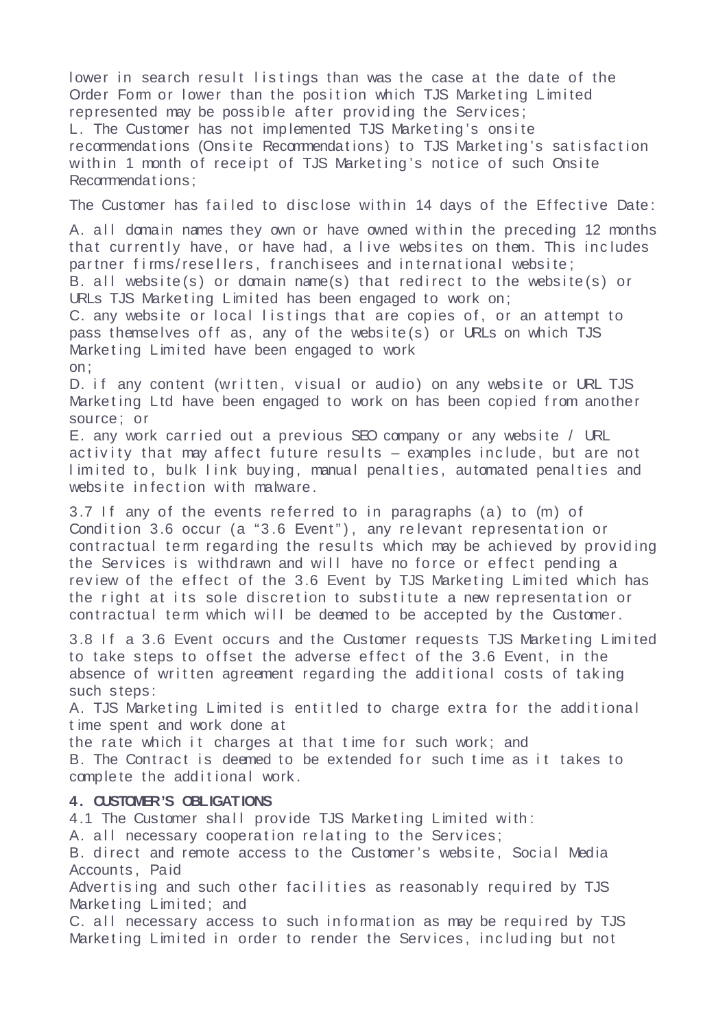lower in search result listings than was the case at the date of the Order Form or lower than the position which TJS Marketing Limited represented may be possible after providing the Services;

L. The Customer has not implemented TJS Marketing's onsite recommendations (Onsite Recommendations) to TJS Marketing's satisfaction within 1 month of receipt of TJS Marketing's notice of such Onsite Recommendations;

The Customer has failed to disclose within 14 days of the Effective Date:

A. all domain names they own or have owned within the preceding 12 months that currently have, or have had, a live websites on them. This includes partner firms/resellers, franchisees and international website;

B. all website(s) or domain name(s) that redirect to the website(s) or URLs TJS Marketing Limited has been engaged to work on;

C. any website or local listings that are copies of, or an attempt to pass themselves off as, any of the website(s) or URLs on which TJS Marketing Limited have been engaged to work on;

D. if any content (written, visual or audio) on any website or URL TJS Marketing Ltd have been engaged to work on has been copied from another source; or

E. any work carried out a previous SEO company or any website / URL activity that may affect future results – examples include, but are not limited to, bulk link buying, manual penalties, automated penalties and website infection with malware.

3.7 If any of the events referred to in paragraphs (a) to (m) of Condition 3.6 occur (a "3.6 Event"), any relevant representation or contractual term regarding the results which may be achieved by providing the Services is withdrawn and will have no force or effect pending a review of the effect of the 3.6 Event by TJS Marketing Limited which has the right at its sole discretion to substitute a new representation or contractual term which will be deemed to be accepted by the Customer.

3.8 If a 3.6 Event occurs and the Customer requests TJS Marketing Limited to take steps to offset the adverse effect of the 3.6 Event, in the absence of written agreement regarding the additional costs of taking such steps:

A. TJS Marketing Limited is entitled to charge extra for the additional time spent and work done at the rate which it charges at that time for such work; and

B. The Contract is deemed to be extended for such time as it takes to complete the additional work.

**4. CUSTOMER'S OBLIGATIONS**

4.1 The Customer shall provide TJS Marketing Limited with:

A. all necessary cooperation relating to the Services;

B. direct and remote access to the Customer's website, Social Media Accounts, Paid Advertising and such other facilities as reasonably required by TJS Marketing Limited; and

C. all necessary access to such information as may be required by TJS Marketing Limited in order to render the Services, including but not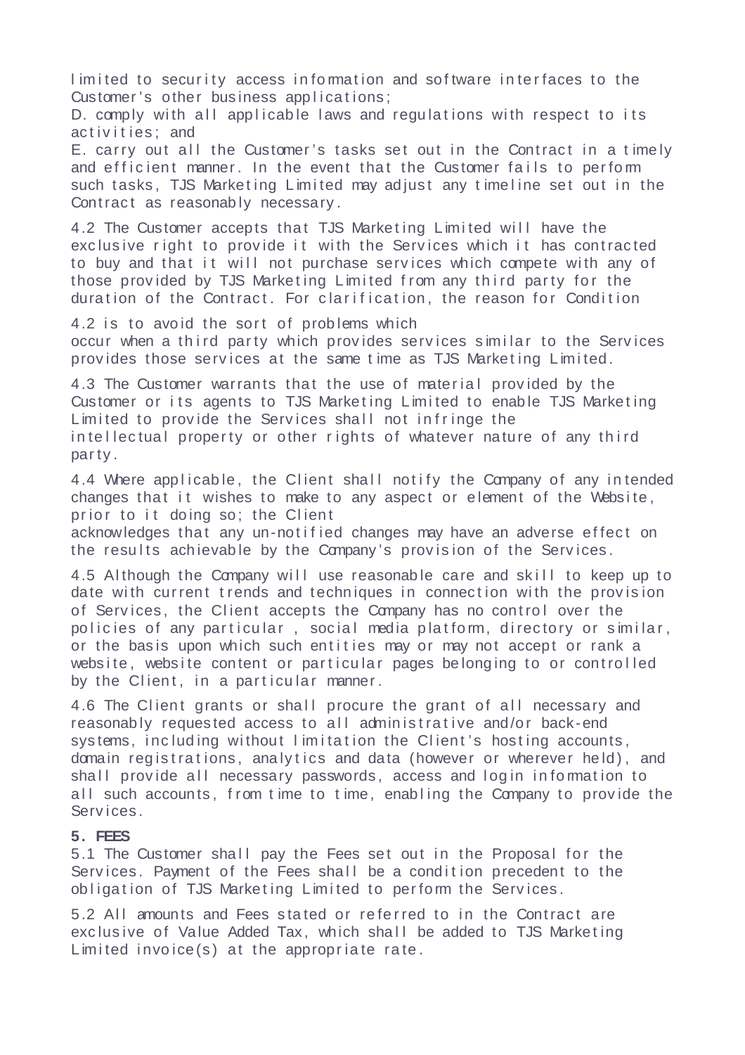limited to security access information and software interfaces to the Customer's other business applications;

D. comply with all applicable laws and regulations with respect to its activities; and

E. carry out all the Customer's tasks set out in the Contract in a timely and efficient manner. In the event that the Customer fails to perform such tasks, TJS Marketing Limited may adjust any timeline set out in the Contract as reasonably necessary.

4.2 The Customer accepts that TJS Marketing Limited will have the exclusive right to provide it with the Services which it has contracted to buy and that it will not purchase services which compete with any of those provided by TJS Marketing Limited from any third party for the duration of the Contract. For clarification, the reason for Condition 4.2 is to avoid the sort of problems which occur when a third party which provides services similar to the Services provides those services at the same time as TJS Marketing Limited.

4.3 The Customer warrants that the use of material provided by the Customer or its agents to TJS Marketing Limited to enable TJS Marketing Limited to provide the Services shall not infringe the intellectual property or other rights of whatever nature of any third party.

4.4 Where applicable, the Client shall notify the Company of any intended changes that it wishes to make to any aspect or element of the Website, prior to it doing so; the Client acknowledges that any un-notified changes may have an adverse effect on the results achievable by the Company's provision of the Services.

4.5 Although the Company will use reasonable care and skill to keep up to date with current trends and techniques in connection with the provision of Services, the Client accepts the Company has no control over the policies of any particular , social media platform, directory or similar, or the basis upon which such entities may or may not accept or rank a website, website content or particular pages belonging to or controlled by the Client, in a particular manner.

4.6 The Client grants or shall procure the grant of all necessary and reasonably requested access to all administrative and/or back-end systems, including without limitation the Client's hosting accounts, domain registrations, analytics and data (however or wherever held), and shall provide all necessary passwords, access and login information to all such accounts, from time to time, enabling the Company to provide the Services.

**5. FEES**

5.1 The Customer shall pay the Fees set out in the Proposal for the Services. Payment of the Fees shall be a condition precedent to the obligation of TJS Marketing Limited to perform the Services.

5.2 All amounts and Fees stated or referred to in the Contract are exclusive of Value Added Tax, which shall be added to TJS Marketing Limited invoice(s) at the appropriate rate.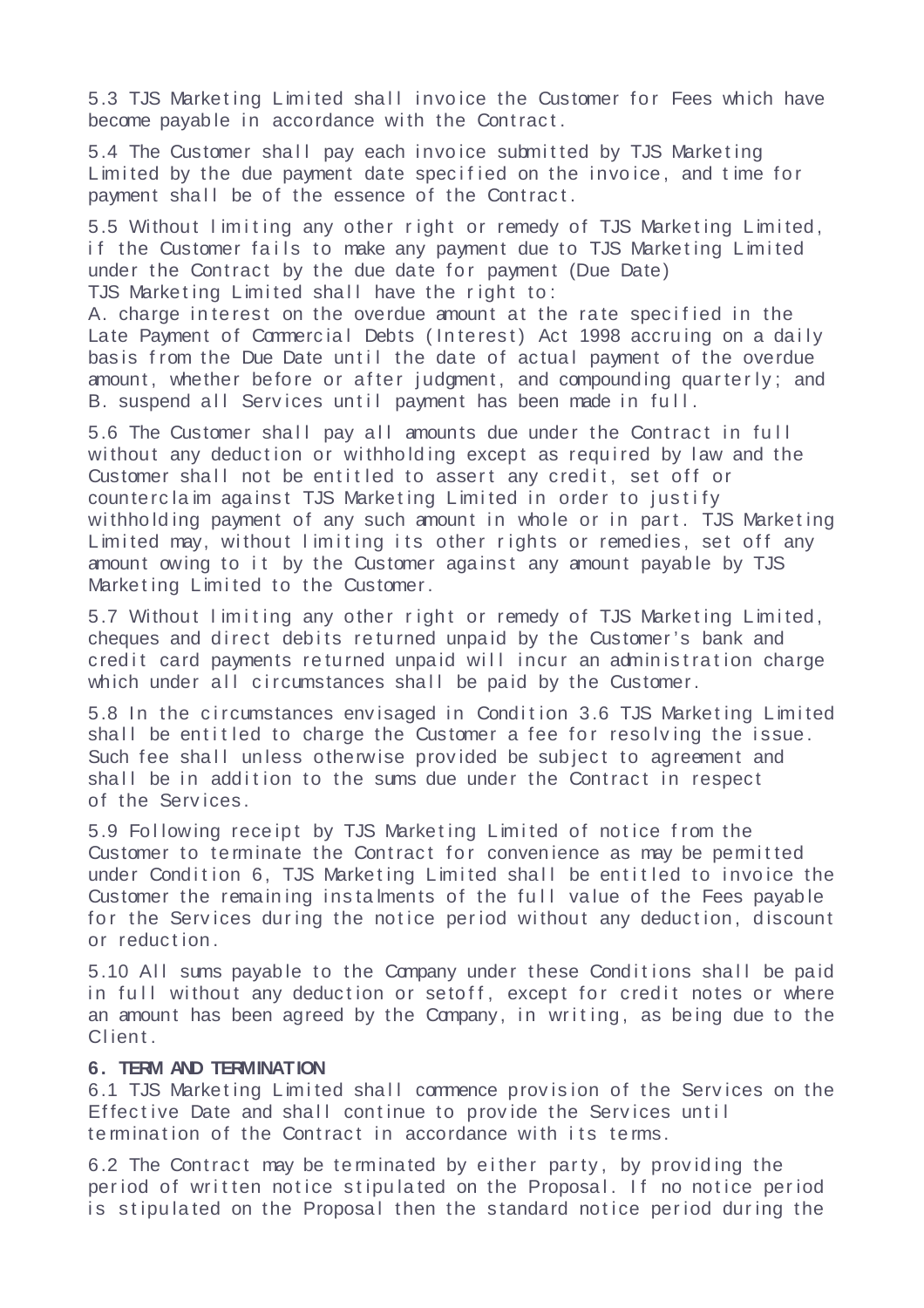5.3 TJS Marketing Limited shall invoice the Customer for Fees which have become payable in accordance with the Contract.

5.4 The Customer shall pay each invoice submitted by TJS Marketing Limited by the due payment date specified on the invoice, and time for payment shall be of the essence of the Contract.

5.5 Without limiting any other right or remedy of TJS Marketing Limited, if the Customer fails to make any payment due to TJS Marketing Limited under the Contract by the due date for payment (Due Date) TJS Marketing Limited shall have the right to:
A. charge interest on the overdue amount at the rate specified in the Late Payment of Commercial Debts (Interest) Act 1998 accruing on a daily basis from the Due Date until the date of actual payment of the overdue amount, whether before or after judgment, and compounding quarterly; and
B. suspend all Services until payment has been made in full.

5.6 The Customer shall pay all amounts due under the Contract in full without any deduction or withholding except as required by law and the Customer shall not be entitled to assert any credit, set off or counterclaim against TJS Marketing Limited in order to justify withholding payment of any such amount in whole or in part. TJS Marketing Limited may, without limiting its other rights or remedies, set off any amount owing to it by the Customer against any amount payable by TJS Marketing Limited to the Customer.

5.7 Without limiting any other right or remedy of TJS Marketing Limited, cheques and direct debits returned unpaid by the Customer's bank and credit card payments returned unpaid will incur an administration charge which under all circumstances shall be paid by the Customer.

5.8 In the circumstances envisaged in Condition 3.6 TJS Marketing Limited shall be entitled to charge the Customer a fee for resolving the issue. Such fee shall unless otherwise provided be subject to agreement and shall be in addition to the sums due under the Contract in respect of the Services.

5.9 Following receipt by TJS Marketing Limited of notice from the Customer to terminate the Contract for convenience as may be permitted under Condition 6, TJS Marketing Limited shall be entitled to invoice the Customer the remaining instalments of the full value of the Fees payable for the Services during the notice period without any deduction, discount or reduction.

5.10 All sums payable to the Company under these Conditions shall be paid in full without any deduction or setoff, except for credit notes or where an amount has been agreed by the Company, in writing, as being due to the Client.

**6. TERM AND TERMINATION**

6.1 TJS Marketing Limited shall commence provision of the Services on the Effective Date and shall continue to provide the Services until termination of the Contract in accordance with its terms.

6.2 The Contract may be terminated by either party, by providing the period of written notice stipulated on the Proposal. If no notice period is stipulated on the Proposal then the standard notice period during the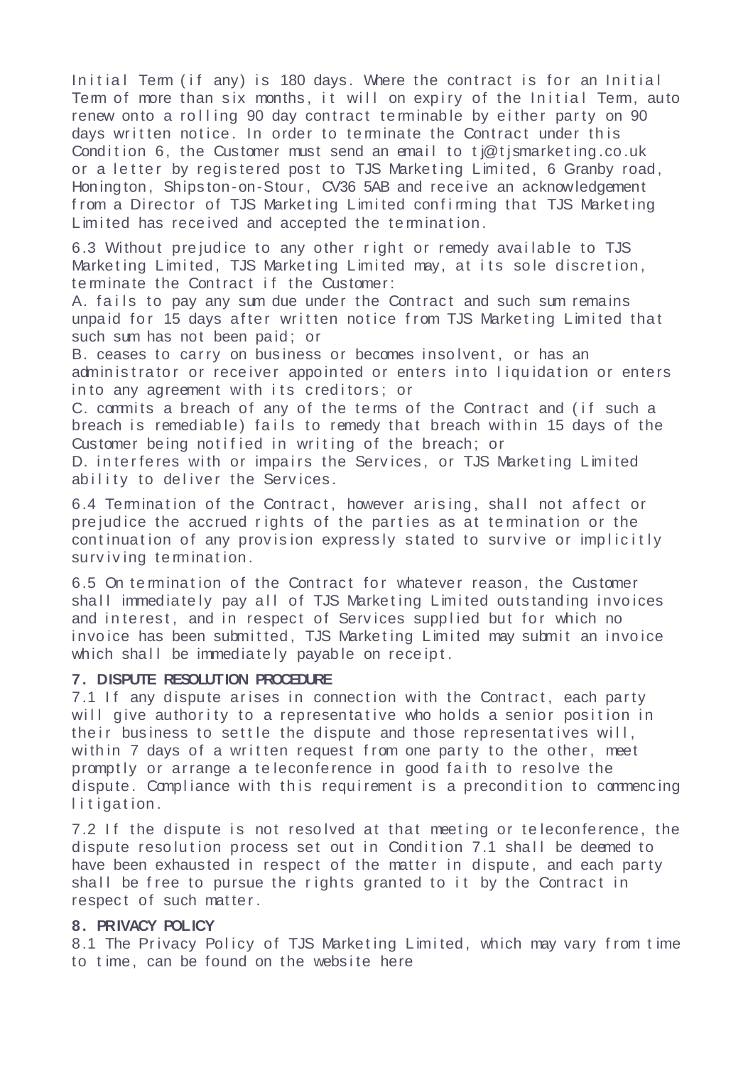Initial Term (if any) is 180 days. Where the contract is for an Initial Term of more than six months, it will on expiry of the Initial Term, auto renew onto a rolling 90 day contract terminable by either party on 90 days written notice. In order to terminate the Contract under this Condition 6, the Customer must send an email to tj@tjsmarketing.co.uk or a letter by registered post to TJS Marketing Limited, 6 Granby road, Honington, Shipston-on-Stour, CV36 5AB and receive an acknowledgement from a Director of TJS Marketing Limited confirming that TJS Marketing Limited has received and accepted the termination.

6.3 Without prejudice to any other right or remedy available to TJS Marketing Limited, TJS Marketing Limited may, at its sole discretion, terminate the Contract if the Customer:
A. fails to pay any sum due under the Contract and such sum remains unpaid for 15 days after written notice from TJS Marketing Limited that such sum has not been paid; or
B. ceases to carry on business or becomes insolvent, or has an administrator or receiver appointed or enters into liquidation or enters into any agreement with its creditors; or
C. commits a breach of any of the terms of the Contract and (if such a breach is remediable) fails to remedy that breach within 15 days of the Customer being notified in writing of the breach; or
D. interferes with or impairs the Services, or TJS Marketing Limited ability to deliver the Services.

6.4 Termination of the Contract, however arising, shall not affect or prejudice the accrued rights of the parties as at termination or the continuation of any provision expressly stated to survive or implicitly surviving termination.

6.5 On termination of the Contract for whatever reason, the Customer shall immediately pay all of TJS Marketing Limited outstanding invoices and interest, and in respect of Services supplied but for which no invoice has been submitted, TJS Marketing Limited may submit an invoice which shall be immediately payable on receipt.

**7. DISPUTE RESOLUTION PROCEDURE**

7.1 If any dispute arises in connection with the Contract, each party will give authority to a representative who holds a senior position in their business to settle the dispute and those representatives will, within 7 days of a written request from one party to the other, meet promptly or arrange a teleconference in good faith to resolve the dispute. Compliance with this requirement is a precondition to commencing litigation.

7.2 If the dispute is not resolved at that meeting or teleconference, the dispute resolution process set out in Condition 7.1 shall be deemed to have been exhausted in respect of the matter in dispute, and each party shall be free to pursue the rights granted to it by the Contract in respect of such matter.

**8. PRIVACY POLICY**

8.1 The Privacy Policy of TJS Marketing Limited, which may vary from time to time, can be found on the website here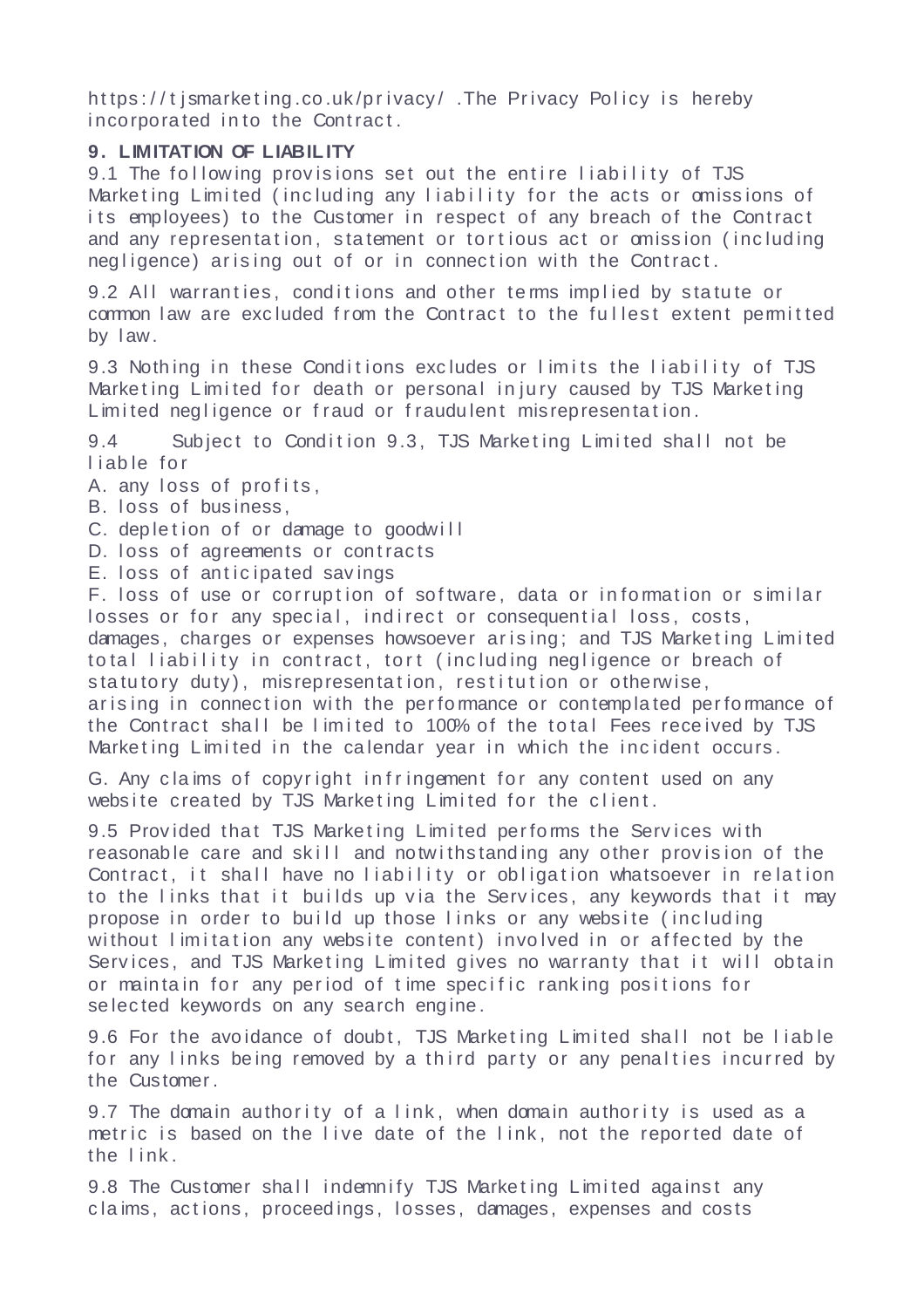https://tjsmarketing.co.uk/privacy/ .The Privacy Policy is hereby incorporated into the Contract.

**9. LIMITATION OF LIABILITY**

9.1 The following provisions set out the entire liability of TJS Marketing Limited (including any liability for the acts or omissions of its employees) to the Customer in respect of any breach of the Contract and any representation, statement or tortious act or omission (including negligence) arising out of or in connection with the Contract.

9.2 All warranties, conditions and other terms implied by statute or common law are excluded from the Contract to the fullest extent permitted by law.

9.3 Nothing in these Conditions excludes or limits the liability of TJS Marketing Limited for death or personal injury caused by TJS Marketing Limited negligence or fraud or fraudulent misrepresentation.

9.4 Subject to Condition 9.3, TJS Marketing Limited shall not be liable for

A. any loss of profits,
B. loss of business,
C. depletion of or damage to goodwill
D. loss of agreements or contracts
E. loss of anticipated savings
F. loss of use or corruption of software, data or information or similar losses or for any special, indirect or consequential loss, costs, damages, charges or expenses howsoever arising; and TJS Marketing Limited total liability in contract, tort (including negligence or breach of statutory duty), misrepresentation, restitution or otherwise, arising in connection with the performance or contemplated performance of the Contract shall be limited to 100% of the total Fees received by TJS Marketing Limited in the calendar year in which the incident occurs.

G. Any claims of copyright infringement for any content used on any website created by TJS Marketing Limited for the client.

9.5 Provided that TJS Marketing Limited performs the Services with reasonable care and skill and notwithstanding any other provision of the Contract, it shall have no liability or obligation whatsoever in relation to the links that it builds up via the Services, any keywords that it may propose in order to build up those links or any website (including without limitation any website content) involved in or affected by the Services, and TJS Marketing Limited gives no warranty that it will obtain or maintain for any period of time specific ranking positions for selected keywords on any search engine.

9.6 For the avoidance of doubt, TJS Marketing Limited shall not be liable for any links being removed by a third party or any penalties incurred by the Customer.

9.7 The domain authority of a link, when domain authority is used as a metric is based on the live date of the link, not the reported date of the link.

9.8 The Customer shall indemnify TJS Marketing Limited against any claims, actions, proceedings, losses, damages, expenses and costs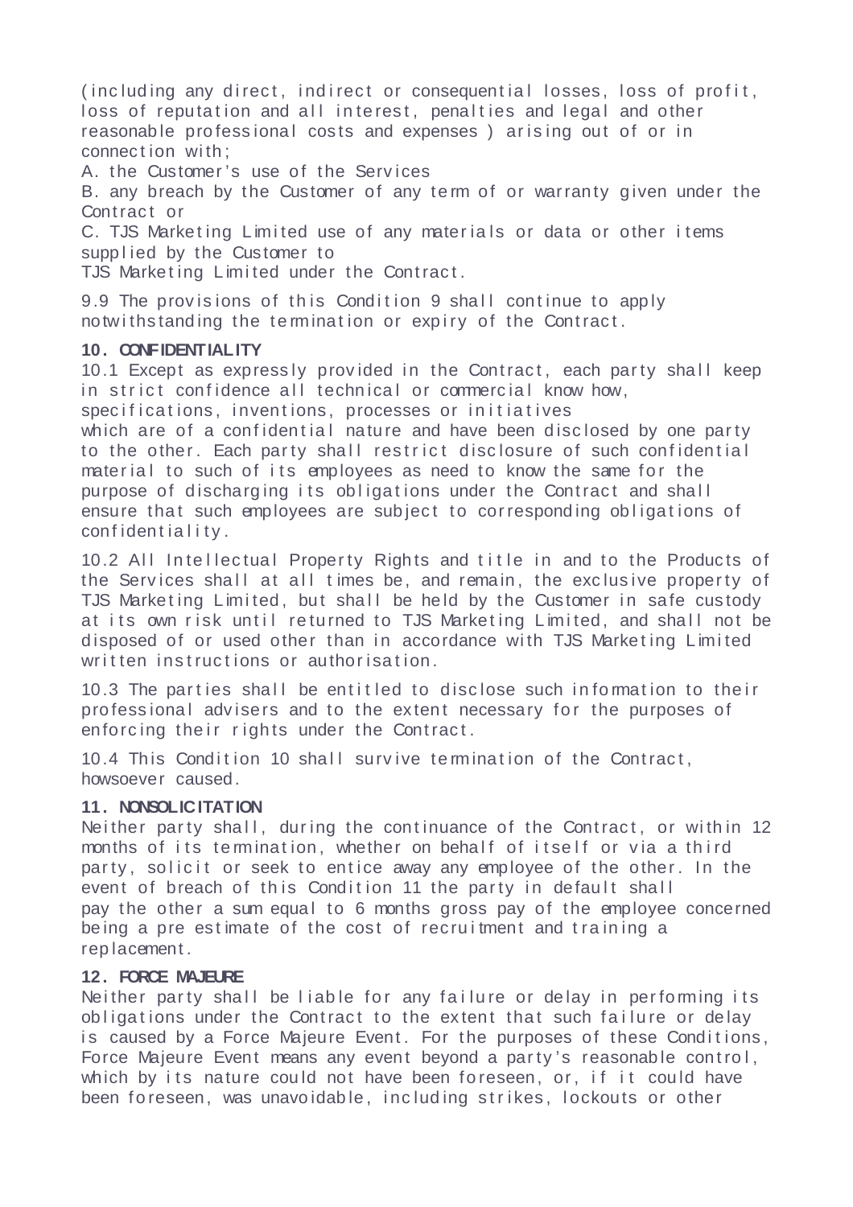(including any direct, indirect or consequential losses, loss of profit, loss of reputation and all interest, penalties and legal and other reasonable professional costs and expenses ) arising out of or in connection with;

A. the Customer's use of the Services

B. any breach by the Customer of any term of or warranty given under the Contract or

C. TJS Marketing Limited use of any materials or data or other items supplied by the Customer to TJS Marketing Limited under the Contract.

9.9 The provisions of this Condition 9 shall continue to apply notwithstanding the termination or expiry of the Contract.

**10. CONFIDENTIALITY**

10.1 Except as expressly provided in the Contract, each party shall keep in strict confidence all technical or commercial know how, specifications, inventions, processes or initiatives which are of a confidential nature and have been disclosed by one party to the other. Each party shall restrict disclosure of such confidential material to such of its employees as need to know the same for the purpose of discharging its obligations under the Contract and shall ensure that such employees are subject to corresponding obligations of confidentiality.

10.2 All Intellectual Property Rights and title in and to the Products of the Services shall at all times be, and remain, the exclusive property of TJS Marketing Limited, but shall be held by the Customer in safe custody at its own risk until returned to TJS Marketing Limited, and shall not be disposed of or used other than in accordance with TJS Marketing Limited written instructions or authorisation.

10.3 The parties shall be entitled to disclose such information to their professional advisers and to the extent necessary for the purposes of enforcing their rights under the Contract.

10.4 This Condition 10 shall survive termination of the Contract, howsoever caused.

**11. NONSOLICITATION**

Neither party shall, during the continuance of the Contract, or within 12 months of its termination, whether on behalf of itself or via a third party, solicit or seek to entice away any employee of the other. In the event of breach of this Condition 11 the party in default shall pay the other a sum equal to 6 months gross pay of the employee concerned being a pre estimate of the cost of recruitment and training a replacement.

**12. FORCE MAJEURE**

Neither party shall be liable for any failure or delay in performing its obligations under the Contract to the extent that such failure or delay is caused by a Force Majeure Event. For the purposes of these Conditions, Force Majeure Event means any event beyond a party's reasonable control, which by its nature could not have been foreseen, or, if it could have been foreseen, was unavoidable, including strikes, lockouts or other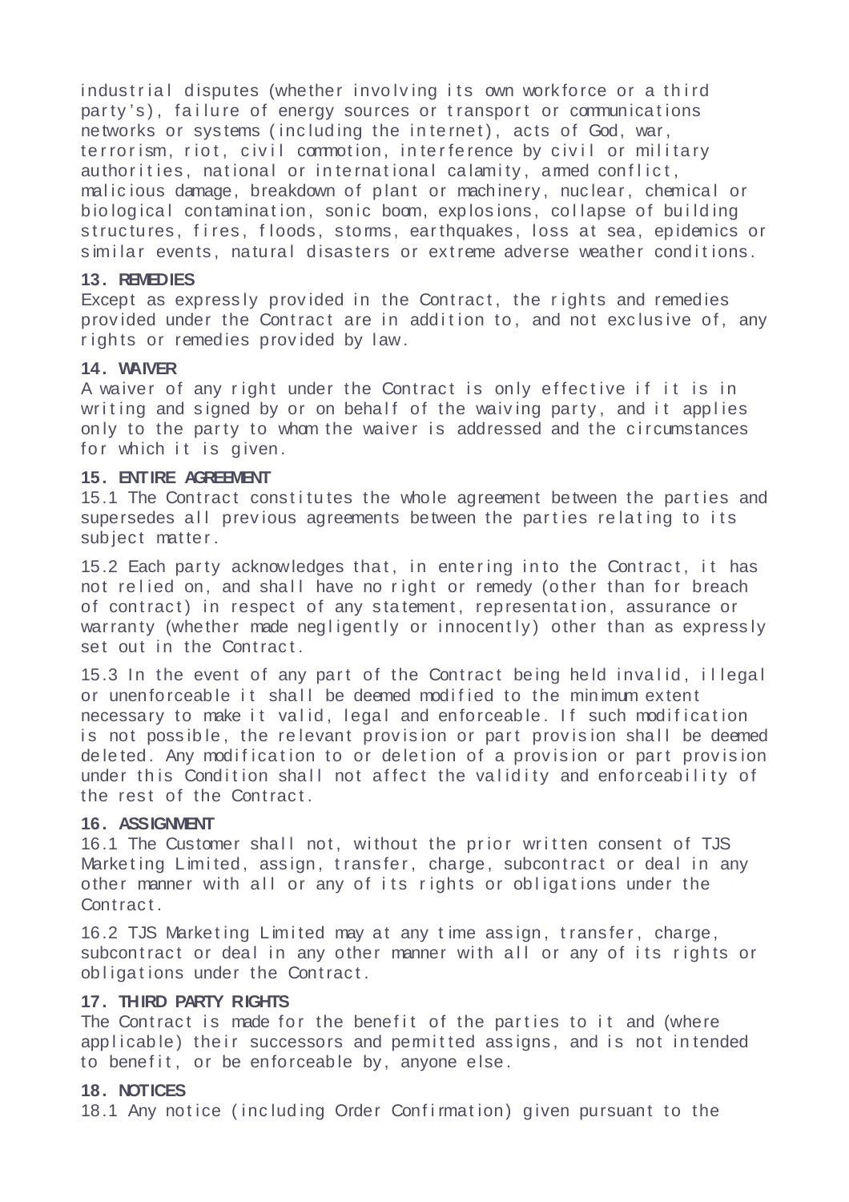industrial disputes (whether involving its own workforce or a third party's), failure of energy sources or transport or communications networks or systems (including the internet), acts of God, war, terrorism, riot, civil commotion, interference by civil or military authorities, national or international calamity, armed conflict, malicious damage, breakdown of plant or machinery, nuclear, chemical or biological contamination, sonic boom, explosions, collapse of building structures, fires, floods, storms, earthquakes, loss at sea, epidemics or similar events, natural disasters or extreme adverse weather conditions.

**13. REMEDIES**

Except as expressly provided in the Contract, the rights and remedies provided under the Contract are in addition to, and not exclusive of, any rights or remedies provided by law.

**14. WAIVER**

A waiver of any right under the Contract is only effective if it is in writing and signed by or on behalf of the waiving party, and it applies only to the party to whom the waiver is addressed and the circumstances for which it is given.

**15. ENTIRE AGREEMENT**

15.1 The Contract constitutes the whole agreement between the parties and supersedes all previous agreements between the parties relating to its subject matter.

15.2 Each party acknowledges that, in entering into the Contract, it has not relied on, and shall have no right or remedy (other than for breach of contract) in respect of any statement, representation, assurance or warranty (whether made negligently or innocently) other than as expressly set out in the Contract.

15.3 In the event of any part of the Contract being held invalid, illegal or unenforceable it shall be deemed modified to the minimum extent necessary to make it valid, legal and enforceable. If such modification is not possible, the relevant provision or part provision shall be deemed deleted. Any modification to or deletion of a provision or part provision under this Condition shall not affect the validity and enforceability of the rest of the Contract.

**16. ASSIGNMENT**

16.1 The Customer shall not, without the prior written consent of TJS Marketing Limited, assign, transfer, charge, subcontract or deal in any other manner with all or any of its rights or obligations under the Contract.

16.2 TJS Marketing Limited may at any time assign, transfer, charge, subcontract or deal in any other manner with all or any of its rights or obligations under the Contract.

**17. THIRD PARTY RIGHTS**

The Contract is made for the benefit of the parties to it and (where applicable) their successors and permitted assigns, and is not intended to benefit, or be enforceable by, anyone else.

**18. NOTICES**

18.1 Any notice (including Order Confirmation) given pursuant to the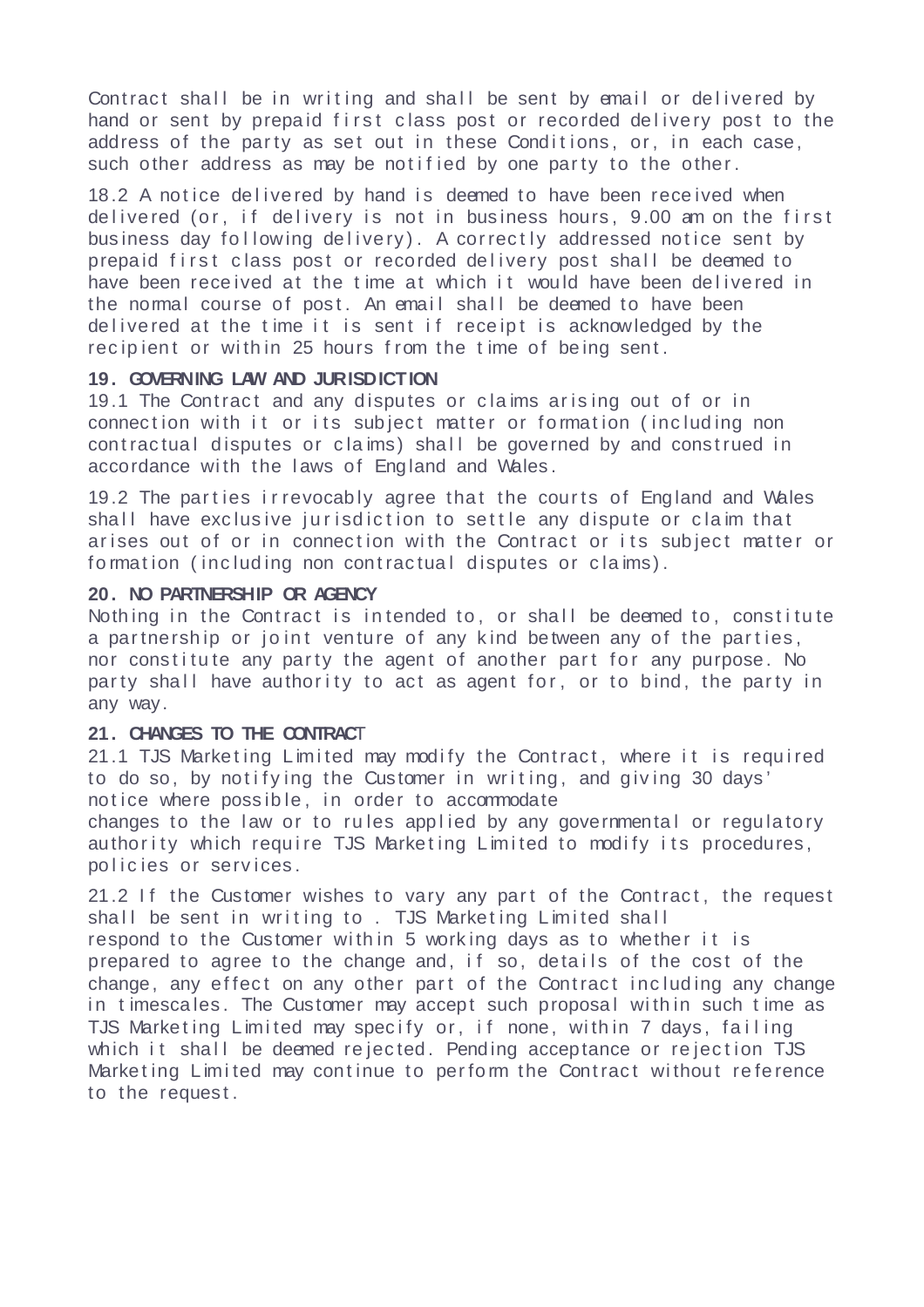Contract shall be in writing and shall be sent by email or delivered by hand or sent by prepaid first class post or recorded delivery post to the address of the party as set out in these Conditions, or, in each case, such other address as may be notified by one party to the other.

18.2 A notice delivered by hand is deemed to have been received when delivered (or, if delivery is not in business hours, 9.00 am on the first business day following delivery). A correctly addressed notice sent by prepaid first class post or recorded delivery post shall be deemed to have been received at the time at which it would have been delivered in the normal course of post. An email shall be deemed to have been delivered at the time it is sent if receipt is acknowledged by the recipient or within 25 hours from the time of being sent.

**19. GOVERNING LAW AND JURISDICTION**

19.1 The Contract and any disputes or claims arising out of or in connection with it or its subject matter or formation (including non contractual disputes or claims) shall be governed by and construed in accordance with the laws of England and Wales.

19.2 The parties irrevocably agree that the courts of England and Wales shall have exclusive jurisdiction to settle any dispute or claim that arises out of or in connection with the Contract or its subject matter or formation (including non contractual disputes or claims).

**20. NO PARTNERSHIP OR AGENCY**

Nothing in the Contract is intended to, or shall be deemed to, constitute a partnership or joint venture of any kind between any of the parties, nor constitute any party the agent of another part for any purpose. No party shall have authority to act as agent for, or to bind, the party in any way.

**21. CHANGES TO THE CONTRACT**

21.1 TJS Marketing Limited may modify the Contract, where it is required to do so, by notifying the Customer in writing, and giving 30 days' notice where possible, in order to accommodate changes to the law or to rules applied by any governmental or regulatory authority which require TJS Marketing Limited to modify its procedures, policies or services.

21.2 If the Customer wishes to vary any part of the Contract, the request shall be sent in writing to . TJS Marketing Limited shall respond to the Customer within 5 working days as to whether it is prepared to agree to the change and, if so, details of the cost of the change, any effect on any other part of the Contract including any change in timescales. The Customer may accept such proposal within such time as TJS Marketing Limited may specify or, if none, within 7 days, failing which it shall be deemed rejected. Pending acceptance or rejection TJS Marketing Limited may continue to perform the Contract without reference to the request.